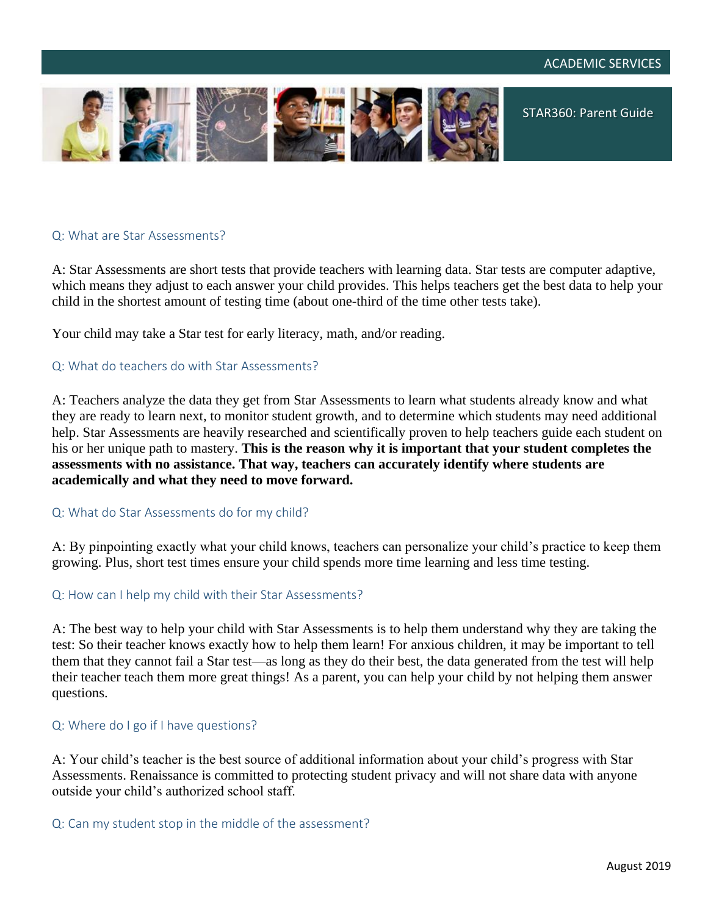ACADEMIC SERVICES

# STAR360: Parent Guide

### Q: What are Star Assessments?

A: Star Assessments are short tests that provide teachers with learning data. Star tests are computer adaptive, which means they adjust to each answer your child provides. This helps teachers get the best data to help your child in the shortest amount of testing time (about one-third of the time other tests take).

Your child may take a Star test for early literacy, math, and/or reading.

### Q: What do teachers do with Star Assessments?

A: Teachers analyze the data they get from Star Assessments to learn what students already know and what they are ready to learn next, to monitor student growth, and to determine which students may need additional help. Star Assessments are heavily researched and scientifically proven to help teachers guide each student on his or her unique path to mastery. **This is the reason why it is important that your student completes the assessments with no assistance. That way, teachers can accurately identify where students are academically and what they need to move forward.**

### Q: What do Star Assessments do for my child?

A: By pinpointing exactly what your child knows, teachers can personalize your child's practice to keep them growing. Plus, short test times ensure your child spends more time learning and less time testing.

### Q: How can I help my child with their Star Assessments?

A: The best way to help your child with Star Assessments is to help them understand why they are taking the test: So their teacher knows exactly how to help them learn! For anxious children, it may be important to tell them that they cannot fail a Star test—as long as they do their best, the data generated from the test will help their teacher teach them more great things! As a parent, you can help your child by not helping them answer questions.

### Q: Where do I go if I have questions?

A: Your child's teacher is the best source of additional information about your child's progress with Star Assessments. Renaissance is committed to protecting student privacy and will not share data with anyone outside your child's authorized school staff.

### Q: Can my student stop in the middle of the assessment?

August 2019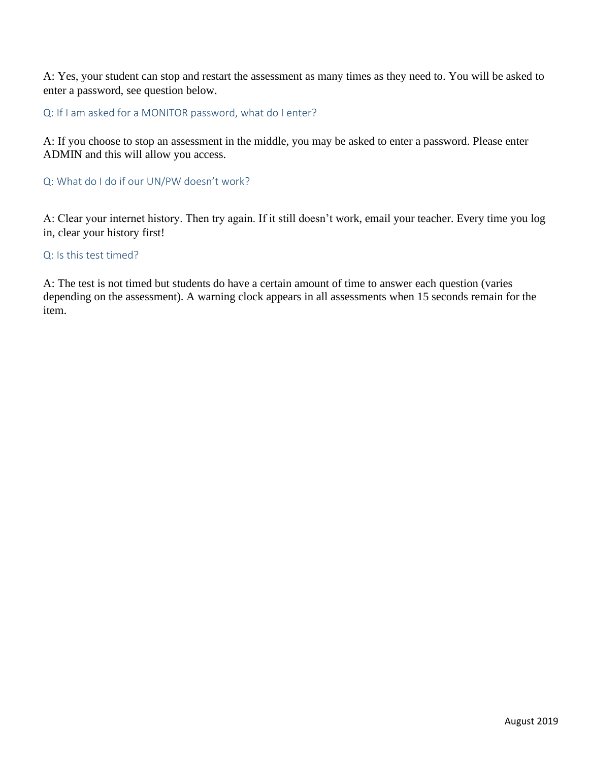A: Yes, your student can stop and restart the assessment as many times as they need to. You will be asked to enter a password, see question below.

### Q: If I am asked for a MONITOR password, what do I enter?

A: If you choose to stop an assessment in the middle, you may be asked to enter a password. Please enter ADMIN and this will allow you access.

### Q: What do I do if our UN/PW doesn't work?

A: Clear your internet history. Then try again. If it still doesn't work, email your teacher. Every time you log in, clear your history first!

### Q: Is this test timed?

A: The test is not timed but students do have a certain amount of time to answer each question (varies depending on the assessment). A warning clock appears in all assessments when 15 seconds remain for the item.

August 2019